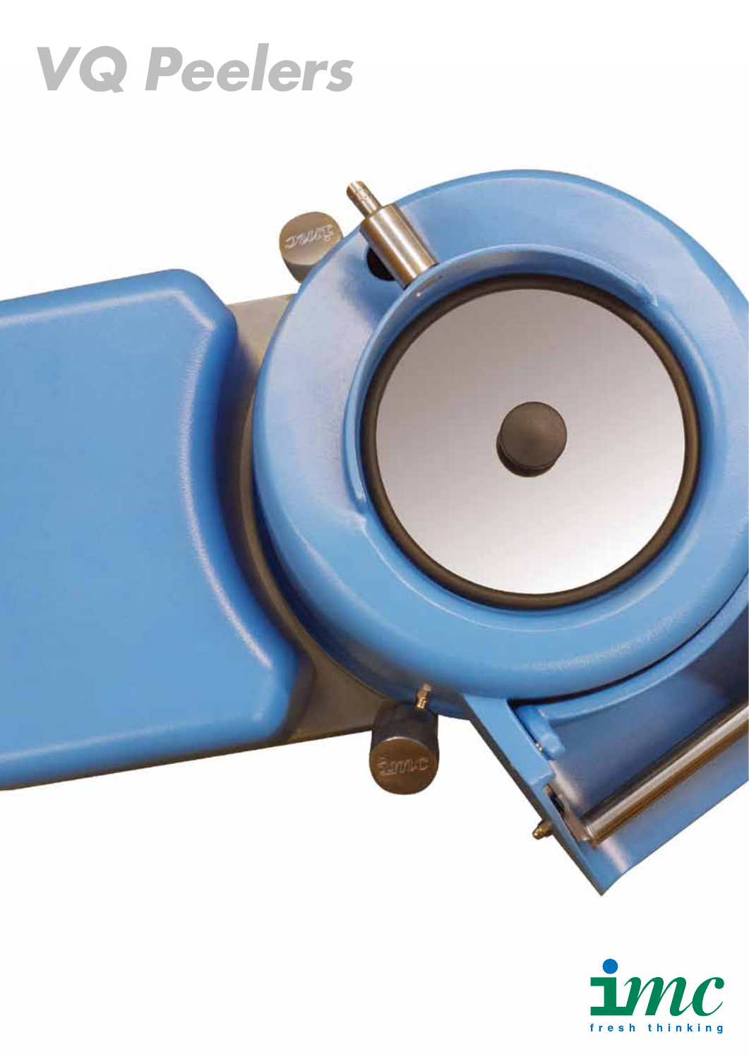# VQ Peelers

imc

fresh thinking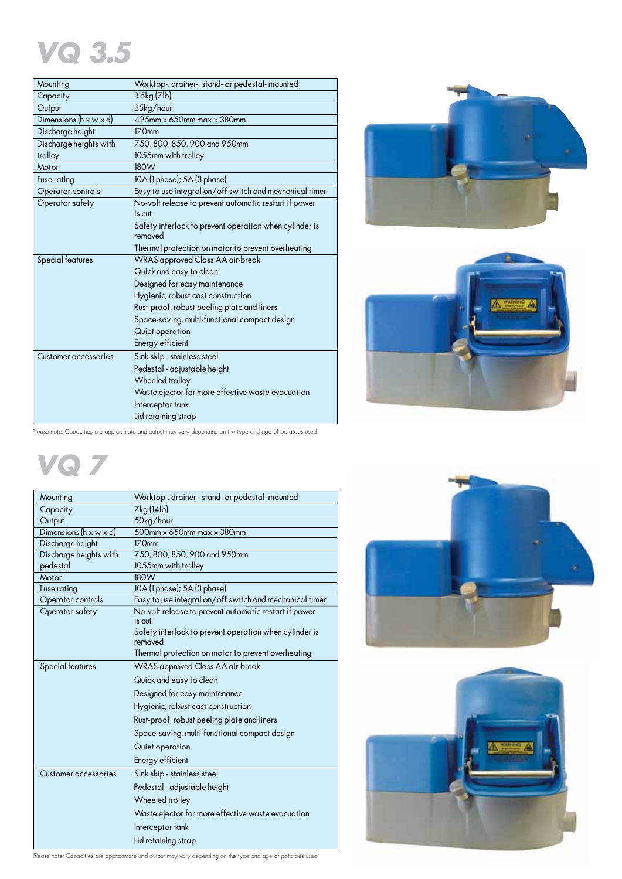# VQ 3.5

| Mounting | Worktop-, drainer-, stand- or pedestal- mounted |
|---|---|
| Capacity | 3.5kg (7lb) |
| Output | 35kg/hour |
| Dimensions (h x w x d) | 425mm x 650mm max x 380mm |
| Discharge height | 170mm |
| Discharge heights with trolley | 750, 800, 850, 900 and 950mm<br>1055mm with trolley |
| Motor | 180W |
| Fuse rating | 10A (1 phase); 5A (3 phase) |
| Operator controls | Easy to use integral on/off switch and mechanical timer |
| Operator safety | No-volt release to prevent automatic restart if power is cut<br>Safety interlock to prevent operation when cylinder is removed<br>Thermal protection on motor to prevent overheating |
| Special features | WRAS approved Class AA air-break<br>Quick and easy to clean<br>Designed for easy maintenance<br>Hygienic, robust cast construction<br>Rust-proof, robust peeling plate and liners<br>Space-saving, multi-functional compact design<br>Quiet operation<br>Energy efficient |
| Customer accessories | Sink skip - stainless steel<br>Pedestal - adjustable height<br>Wheeled trolley<br>Waste ejector for more effective waste evacuation<br>Interceptor tank<br>Lid retaining strap |

Please note: Capacities are approximate and output may vary depending on the type and age of potatoes used.

# VQ 7

| Mounting | Worktop-, drainer-, stand- or pedestal- mounted |
|---|---|
| Capacity | 7kg (14lb) |
| Output | 50kg/hour |
| Dimensions (h x w x d) | 500mm x 650mm max x 380mm |
| Discharge height | 170mm |
| Discharge heights with pedestal | 750, 800, 850, 900 and 950mm<br>1055mm with trolley |
| Motor | 180W |
| Fuse rating | 10A (1 phase); 5A (3 phase) |
| Operator controls | Easy to use integral on/off switch and mechanical timer |
| Operator safety | No-volt release to prevent automatic restart if power is cut<br>Safety interlock to prevent operation when cylinder is removed<br>Thermal protection on motor to prevent overheating |
| Special features | WRAS approved Class AA air-break<br>Quick and easy to clean<br>Designed for easy maintenance<br>Hygienic, robust cast construction<br>Rust-proof, robust peeling plate and liners<br>Space-saving, multi-functional compact design<br>Quiet operation<br>Energy efficient |
| Customer accessories | Sink skip - stainless steel<br>Pedestal - adjustable height<br>Wheeled trolley<br>Waste ejector for more effective waste evacuation<br>Interceptor tank<br>Lid retaining strap |

Please note: Capacities are approximate and output may vary depending on the type and age of potatoes used.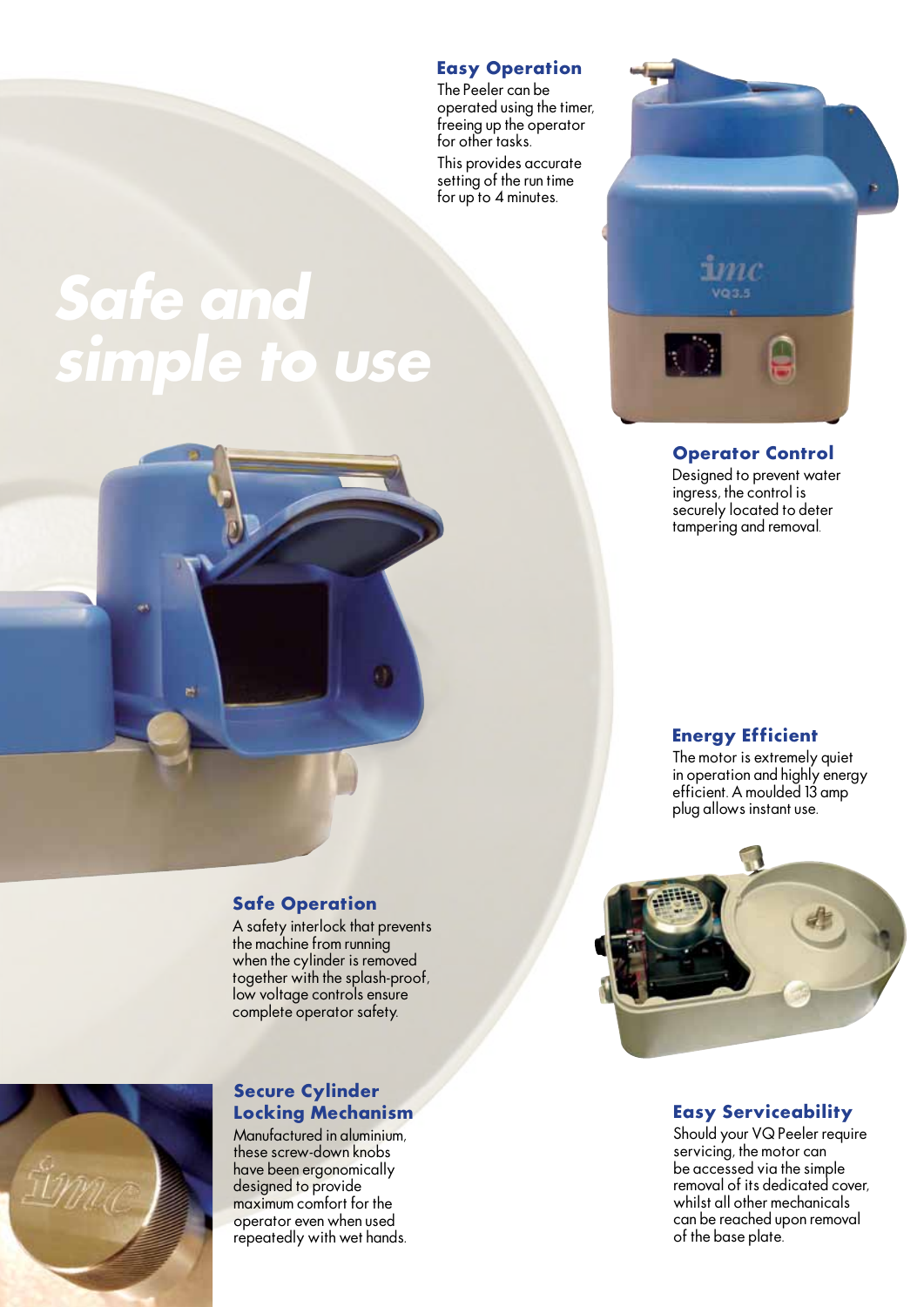# Safe and simple to use

## Easy Operation

The Peeler can be operated using the timer, freeing up the operator for other tasks.

This provides accurate setting of the run time for up to 4 minutes.

## Operator Control

Designed to prevent water ingress, the control is securely located to deter tampering and removal.

## Energy Efficient

The motor is extremely quiet in operation and highly energy efficient. A moulded 13 amp plug allows instant use.

## Safe Operation

A safety interlock that prevents the machine from running when the cylinder is removed together with the splash-proof, low voltage controls ensure complete operator safety.

## Secure Cylinder Locking Mechanism

Manufactured in aluminium, these screw-down knobs have been ergonomically designed to provide maximum comfort for the operator even when used repeatedly with wet hands.

## Easy Serviceability

Should your VQ Peeler require servicing, the motor can be accessed via the simple removal of its dedicated cover, whilst all other mechanicals can be reached upon removal of the base plate.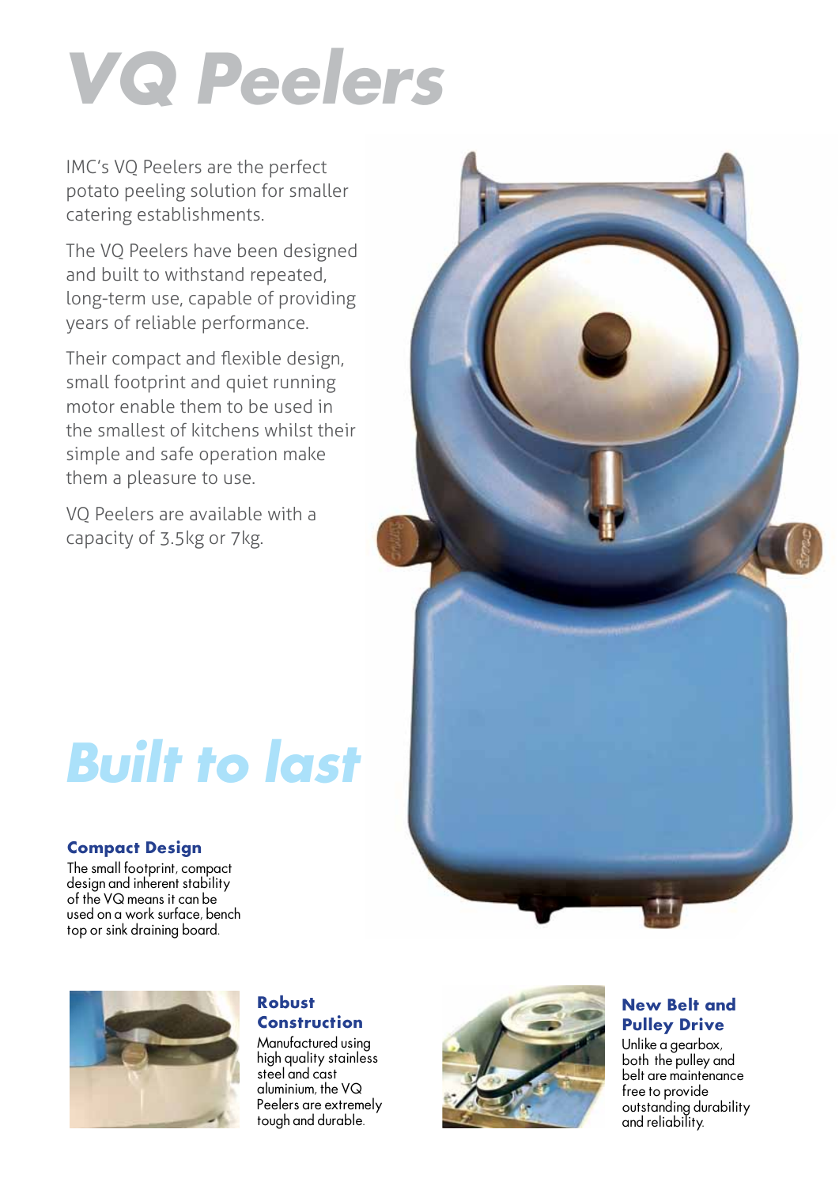# VQ Peelers

IMC's VQ Peelers are the perfect potato peeling solution for smaller catering establishments.

The VQ Peelers have been designed and built to withstand repeated, long-term use, capable of providing years of reliable performance.

Their compact and flexible design, small footprint and quiet running motor enable them to be used in the smallest of kitchens whilst their simple and safe operation make them a pleasure to use.

VQ Peelers are available with a capacity of 3.5kg or 7kg.

## Built to last

### Compact Design

The small footprint, compact design and inherent stability of the VQ means it can be used on a work surface, bench top or sink draining board.

### Robust Construction

Manufactured using high quality stainless steel and cast aluminium, the VQ Peelers are extremely tough and durable.

### New Belt and Pulley Drive

Unlike a gearbox, both the pulley and belt are maintenance free to provide outstanding durability and reliability.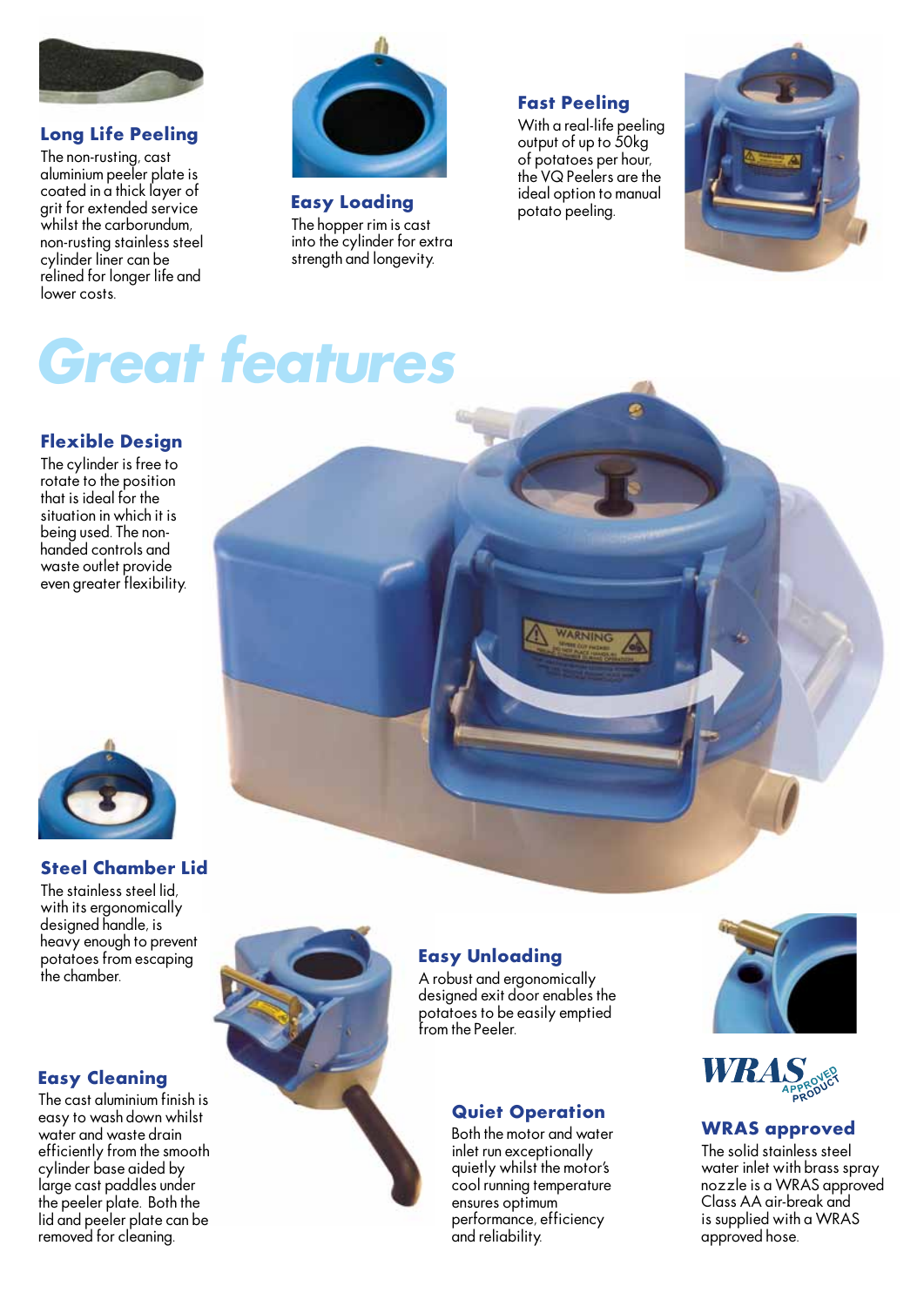## Long Life Peeling

The non-rusting, cast aluminium peeler plate is coated in a thick layer of grit for extended service whilst the carborundum, non-rusting stainless steel cylinder liner can be relined for longer life and lower costs.

## Easy Loading

The hopper rim is cast into the cylinder for extra strength and longevity.

## Fast Peeling

With a real-life peeling output of up to 50kg of potatoes per hour, the VQ Peelers are the ideal option to manual potato peeling.

# Great features

## Flexible Design

The cylinder is free to rotate to the position that is ideal for the situation in which it is being used. The non-handed controls and waste outlet provide even greater flexibility.

## Steel Chamber Lid

The stainless steel lid, with its ergonomically designed handle, is heavy enough to prevent potatoes from escaping the chamber.

## Easy Unloading

A robust and ergonomically designed exit door enables the potatoes to be easily emptied from the Peeler.

## Easy Cleaning

The cast aluminium finish is easy to wash down whilst water and waste drain efficiently from the smooth cylinder base aided by large cast paddles under the peeler plate. Both the lid and peeler plate can be removed for cleaning.

## Quiet Operation

Both the motor and water inlet run exceptionally quietly whilst the motor's cool running temperature ensures optimum performance, efficiency and reliability.

WRAS APPROVED PRODUCT

## WRAS approved

The solid stainless steel water inlet with brass spray nozzle is a WRAS approved Class AA air-break and is supplied with a WRAS approved hose.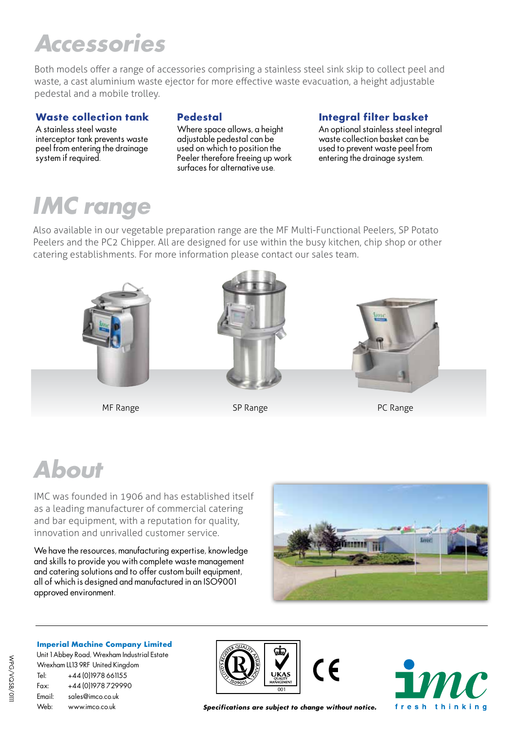# Accessories

Both models offer a range of accessories comprising a stainless steel sink skip to collect peel and waste, a cast aluminium waste ejector for more effective waste evacuation, a height adjustable pedestal and a mobile trolley.

### Waste collection tank

A stainless steel waste interceptor tank prevents waste peel from entering the drainage system if required.

### Pedestal

Where space allows, a height adjustable pedestal can be used on which to position the Peeler therefore freeing up work surfaces for alternative use.

### Integral filter basket

An optional stainless steel integral waste collection basket can be used to prevent waste peel from entering the drainage system.

# IMC range

Also available in our vegetable preparation range are the MF Multi-Functional Peelers, SP Potato Peelers and the PC2 Chipper. All are designed for use within the busy kitchen, chip shop or other catering establishments. For more information please contact our sales team.

MF Range

SP Range

PC Range

# About

IMC was founded in 1906 and has established itself as a leading manufacturer of commercial catering and bar equipment, with a reputation for quality, innovation and unrivalled customer service.

We have the resources, manufacturing expertise, knowledge and skills to provide you with complete waste management and catering solutions and to offer custom built equipment, all of which is designed and manufactured in an ISO9001 approved environment.

**Imperial Machine Company Limited**
Unit 1 Abbey Road, Wrexham Industrial Estate
Wrexham LL13 9RF United Kingdom

Tel: +44 (0)1978 661155
Fax: +44 (0)1978 729990
Email: sales@imco.co.uk
Web: www.imco.co.uk

***Specifications are subject to change without notice.***

imc fresh thinking

WPG/VQSB/0111